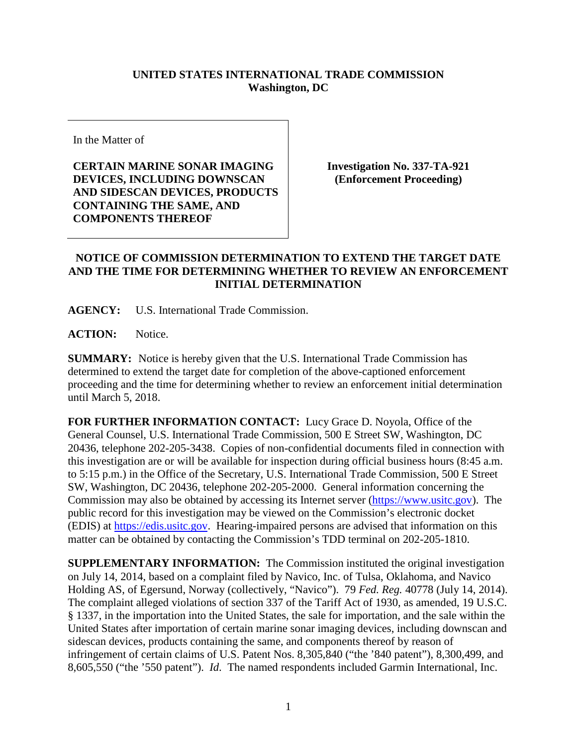**UNITED STATES INTERNATIONAL TRADE COMMISSION**
**Washington, DC**

In the Matter of

**CERTAIN MARINE SONAR IMAGING DEVICES, INCLUDING DOWNSCAN AND SIDESCAN DEVICES, PRODUCTS CONTAINING THE SAME, AND COMPONENTS THEREOF**

**Investigation No. 337-TA-921 (Enforcement Proceeding)**

## NOTICE OF COMMISSION DETERMINATION TO EXTEND THE TARGET DATE AND THE TIME FOR DETERMINING WHETHER TO REVIEW AN ENFORCEMENT INITIAL DETERMINATION

**AGENCY:** U.S. International Trade Commission.

**ACTION:** Notice.

**SUMMARY:** Notice is hereby given that the U.S. International Trade Commission has determined to extend the target date for completion of the above-captioned enforcement proceeding and the time for determining whether to review an enforcement initial determination until March 5, 2018.

**FOR FURTHER INFORMATION CONTACT:** Lucy Grace D. Noyola, Office of the General Counsel, U.S. International Trade Commission, 500 E Street SW, Washington, DC 20436, telephone 202-205-3438. Copies of non-confidential documents filed in connection with this investigation are or will be available for inspection during official business hours (8:45 a.m. to 5:15 p.m.) in the Office of the Secretary, U.S. International Trade Commission, 500 E Street SW, Washington, DC 20436, telephone 202-205-2000. General information concerning the Commission may also be obtained by accessing its Internet server (https://www.usitc.gov). The public record for this investigation may be viewed on the Commission's electronic docket (EDIS) at https://edis.usitc.gov. Hearing-impaired persons are advised that information on this matter can be obtained by contacting the Commission's TDD terminal on 202-205-1810.

**SUPPLEMENTARY INFORMATION:** The Commission instituted the original investigation on July 14, 2014, based on a complaint filed by Navico, Inc. of Tulsa, Oklahoma, and Navico Holding AS, of Egersund, Norway (collectively, "Navico"). 79 *Fed. Reg.* 40778 (July 14, 2014). The complaint alleged violations of section 337 of the Tariff Act of 1930, as amended, 19 U.S.C. § 1337, in the importation into the United States, the sale for importation, and the sale within the United States after importation of certain marine sonar imaging devices, including downscan and sidescan devices, products containing the same, and components thereof by reason of infringement of certain claims of U.S. Patent Nos. 8,305,840 ("the '840 patent"), 8,300,499, and 8,605,550 ("the '550 patent"). *Id*. The named respondents included Garmin International, Inc.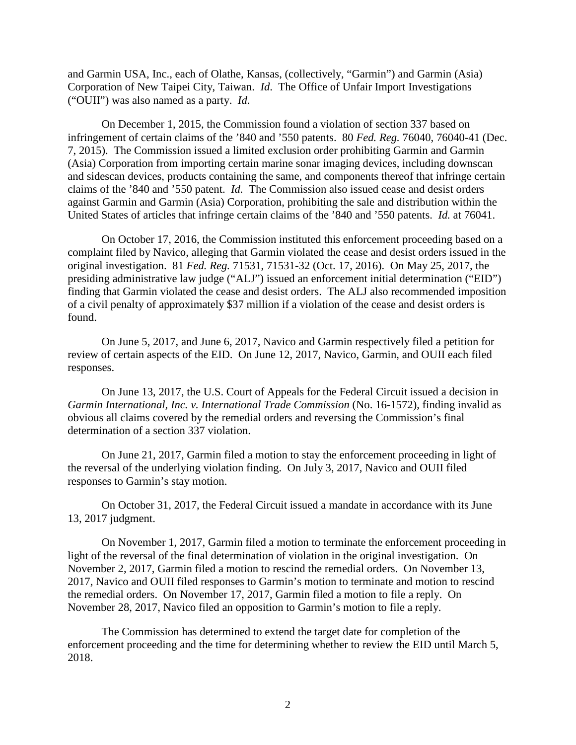and Garmin USA, Inc., each of Olathe, Kansas, (collectively, "Garmin") and Garmin (Asia) Corporation of New Taipei City, Taiwan. *Id*. The Office of Unfair Import Investigations ("OUII") was also named as a party. *Id*.

On December 1, 2015, the Commission found a violation of section 337 based on infringement of certain claims of the '840 and '550 patents. 80 *Fed. Reg.* 76040, 76040-41 (Dec. 7, 2015). The Commission issued a limited exclusion order prohibiting Garmin and Garmin (Asia) Corporation from importing certain marine sonar imaging devices, including downscan and sidescan devices, products containing the same, and components thereof that infringe certain claims of the '840 and '550 patent. *Id.* The Commission also issued cease and desist orders against Garmin and Garmin (Asia) Corporation, prohibiting the sale and distribution within the United States of articles that infringe certain claims of the '840 and '550 patents. *Id.* at 76041.

On October 17, 2016, the Commission instituted this enforcement proceeding based on a complaint filed by Navico, alleging that Garmin violated the cease and desist orders issued in the original investigation. 81 *Fed. Reg.* 71531, 71531-32 (Oct. 17, 2016). On May 25, 2017, the presiding administrative law judge ("ALJ") issued an enforcement initial determination ("EID") finding that Garmin violated the cease and desist orders. The ALJ also recommended imposition of a civil penalty of approximately $37 million if a violation of the cease and desist orders is found.

On June 5, 2017, and June 6, 2017, Navico and Garmin respectively filed a petition for review of certain aspects of the EID. On June 12, 2017, Navico, Garmin, and OUII each filed responses.

On June 13, 2017, the U.S. Court of Appeals for the Federal Circuit issued a decision in *Garmin International, Inc. v. International Trade Commission* (No. 16-1572), finding invalid as obvious all claims covered by the remedial orders and reversing the Commission's final determination of a section 337 violation.

On June 21, 2017, Garmin filed a motion to stay the enforcement proceeding in light of the reversal of the underlying violation finding. On July 3, 2017, Navico and OUII filed responses to Garmin's stay motion.

On October 31, 2017, the Federal Circuit issued a mandate in accordance with its June 13, 2017 judgment.

On November 1, 2017, Garmin filed a motion to terminate the enforcement proceeding in light of the reversal of the final determination of violation in the original investigation. On November 2, 2017, Garmin filed a motion to rescind the remedial orders. On November 13, 2017, Navico and OUII filed responses to Garmin's motion to terminate and motion to rescind the remedial orders. On November 17, 2017, Garmin filed a motion to file a reply. On November 28, 2017, Navico filed an opposition to Garmin's motion to file a reply.

The Commission has determined to extend the target date for completion of the enforcement proceeding and the time for determining whether to review the EID until March 5, 2018.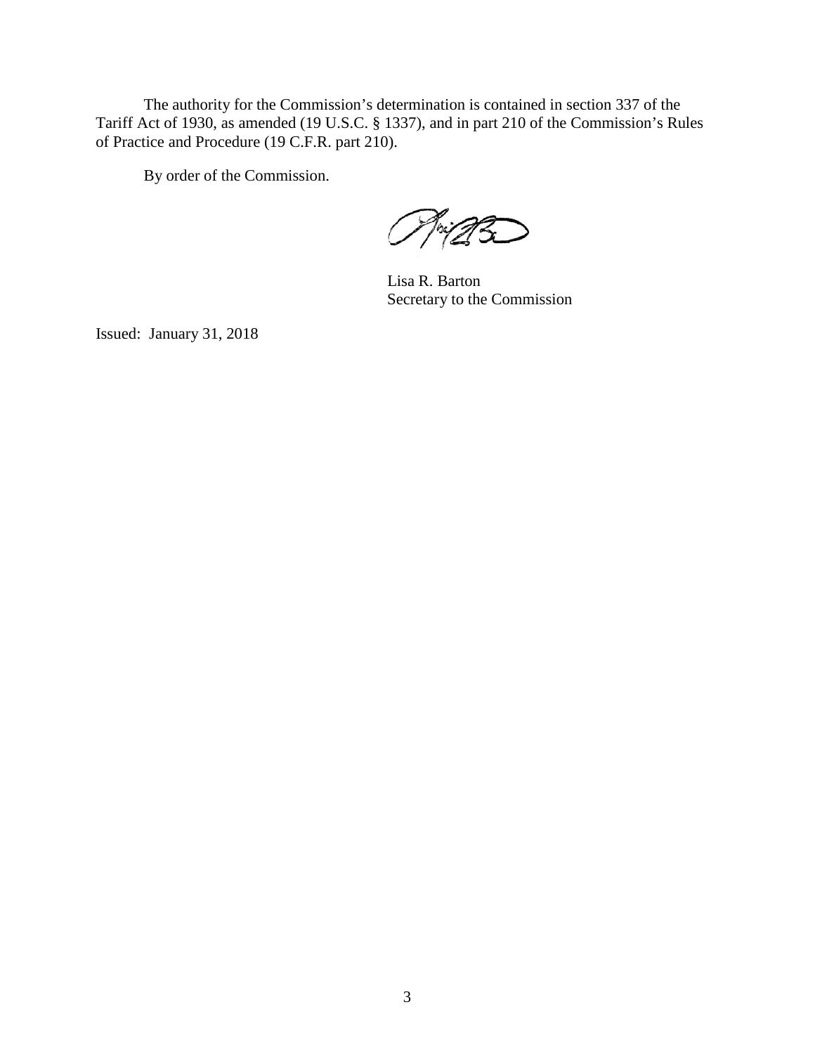The authority for the Commission's determination is contained in section 337 of the Tariff Act of 1930, as amended (19 U.S.C. § 1337), and in part 210 of the Commission's Rules of Practice and Procedure (19 C.F.R. part 210).

By order of the Commission.

Lisa R. Barton
Secretary to the Commission

Issued: January 31, 2018